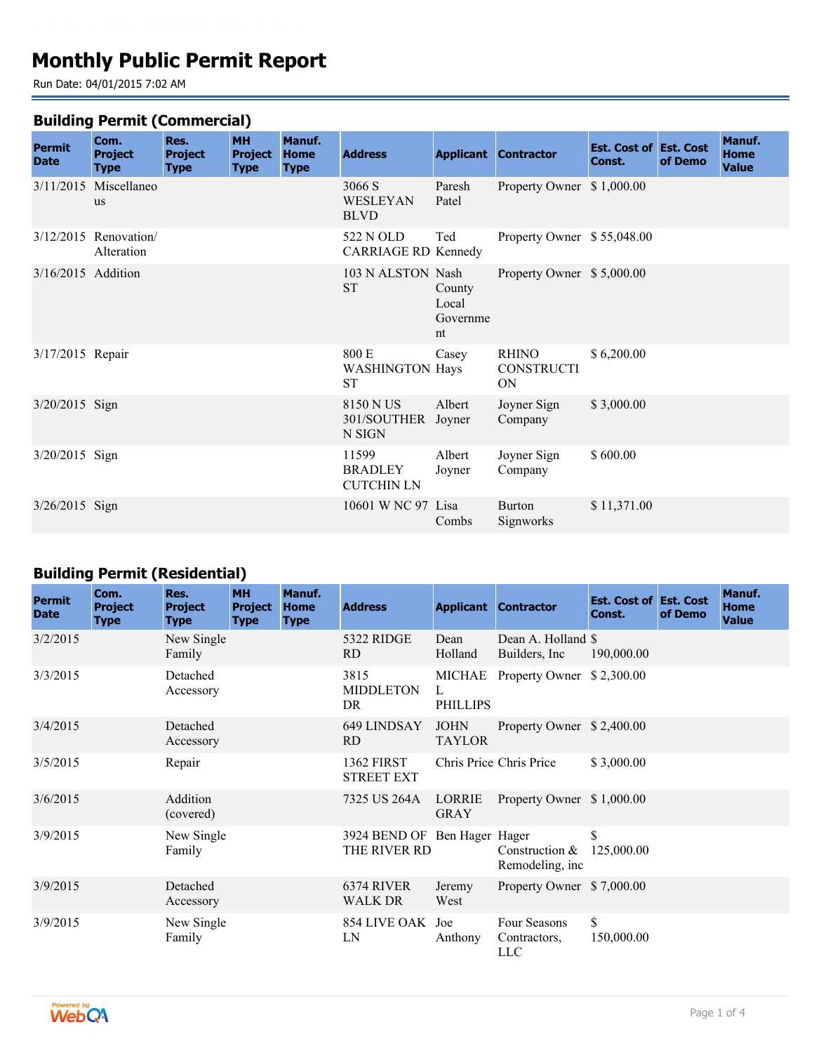# Monthly Public Permit Report

Run Date: 04/01/2015 7:02 AM

## Building Permit (Commercial)

| Permit Date | Com. Project Type | Res. Project Type | MH Project Type | Manuf. Home Type | Address | Applicant | Contractor | Est. Cost of Const. | Est. Cost of Demo | Manuf. Home Value |
|---|---|---|---|---|---|---|---|---|---|---|
| 3/11/2015 | Miscellaneous | | | | 3066 S WESLEYAN BLVD | Paresh Patel | Property Owner | $ 1,000.00 | | |
| 3/12/2015 | Renovation/ Alteration | | | | 522 N OLD CARRIAGE RD | Ted Kennedy | Property Owner | $ 55,048.00 | | |
| 3/16/2015 | Addition | | | | 103 N ALSTON ST | Nash County Local Government | Property Owner | $ 5,000.00 | | |
| 3/17/2015 | Repair | | | | 800 E WASHINGTON ST | Casey Hays | RHINO CONSTRUCTION | $ 6,200.00 | | |
| 3/20/2015 | Sign | | | | 8150 N US 301/SOUTHERN SIGN | Albert Joyner | Joyner Sign Company | $ 3,000.00 | | |
| 3/20/2015 | Sign | | | | 11599 BRADLEY CUTCHIN LN | Albert Joyner | Joyner Sign Company | $ 600.00 | | |
| 3/26/2015 | Sign | | | | 10601 W NC 97 | Lisa Combs | Burton Signworks | $ 11,371.00 | | |

## Building Permit (Residential)

| Permit Date | Com. Project Type | Res. Project Type | MH Project Type | Manuf. Home Type | Address | Applicant | Contractor | Est. Cost of Const. | Est. Cost of Demo | Manuf. Home Value |
|---|---|---|---|---|---|---|---|---|---|---|
| 3/2/2015 | | New Single Family | | | 5322 RIDGE RD | Dean Holland | Dean A. Holland Builders, Inc | $ 190,000.00 | | |
| 3/3/2015 | | Detached Accessory | | | 3815 MIDDLETON DR | MICHAEL PHILLIPS | Property Owner | $ 2,300.00 | | |
| 3/4/2015 | | Detached Accessory | | | 649 LINDSAY RD | JOHN TAYLOR | Property Owner | $ 2,400.00 | | |
| 3/5/2015 | | Repair | | | 1362 FIRST STREET EXT | Chris Price | Chris Price | $ 3,000.00 | | |
| 3/6/2015 | | Addition (covered) | | | 7325 US 264A | LORRIE GRAY | Property Owner | $ 1,000.00 | | |
| 3/9/2015 | | New Single Family | | | 3924 BEND OF THE RIVER RD | Ben Hager | Hager Construction & Remodeling, inc | $ 125,000.00 | | |
| 3/9/2015 | | Detached Accessory | | | 6374 RIVER WALK DR | Jeremy West | Property Owner | $ 7,000.00 | | |
| 3/9/2015 | | New Single Family | | | 854 LIVE OAK LN | Joe Anthony | Four Seasons Contractors, LLC | $ 150,000.00 | | |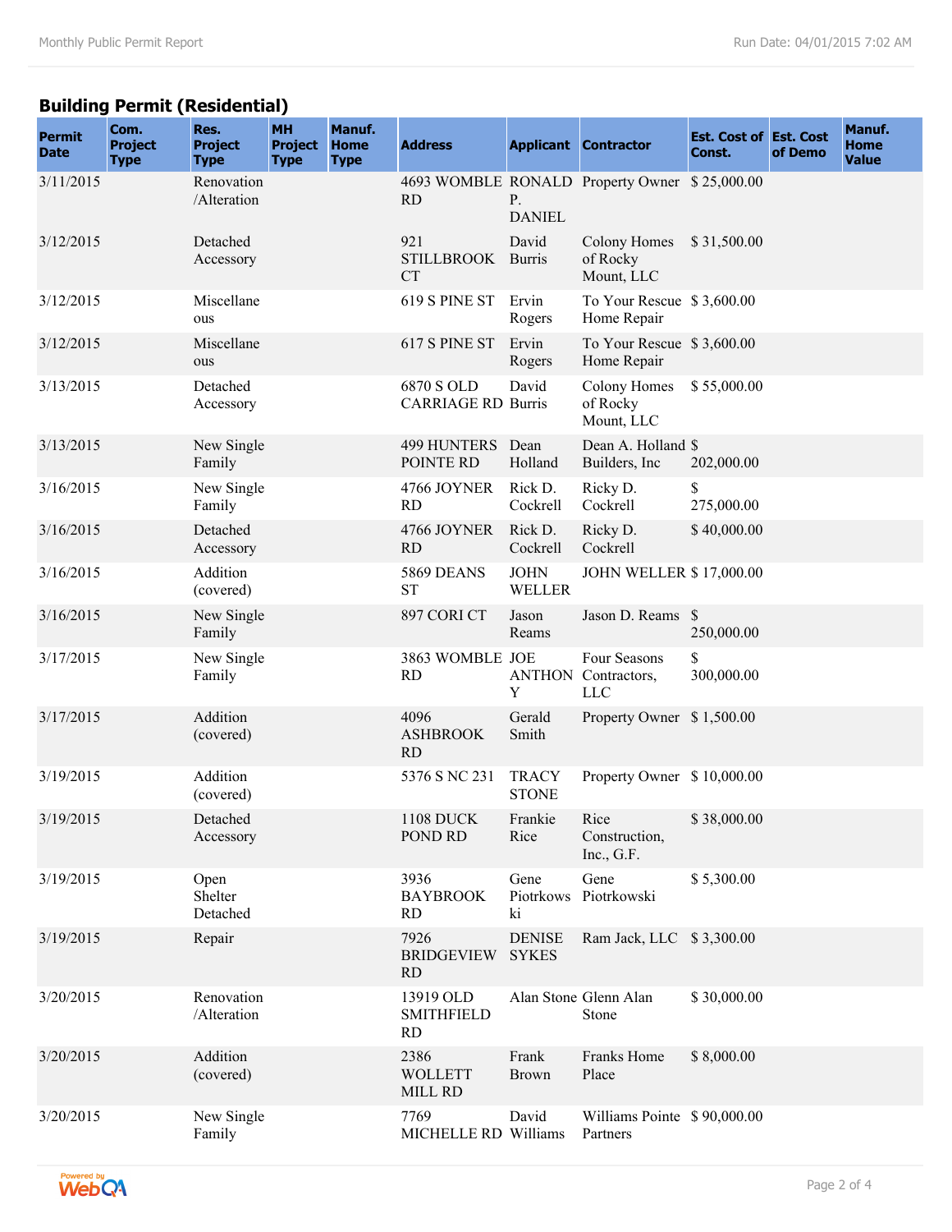## Building Permit (Residential)

| Permit Date | Com. Project Type | Res. Project Type | MH Project Type | Manuf. Home Type | Address | Applicant | Contractor | Est. Cost of Const. | Est. Cost of Demo | Manuf. Home Value |
|---|---|---|---|---|---|---|---|---|---|---|
| 3/11/2015 | | Renovation /Alteration | | | 4693 WOMBLE RD | RONALD P. DANIEL | Property Owner | $ 25,000.00 | | |
| 3/12/2015 | | Detached Accessory | | | 921 STILLBROOK CT | David Burris | Colony Homes of Rocky Mount, LLC | $ 31,500.00 | | |
| 3/12/2015 | | Miscellaneous | | | 619 S PINE ST | Ervin Rogers | To Your Rescue Home Repair | $ 3,600.00 | | |
| 3/12/2015 | | Miscellaneous | | | 617 S PINE ST | Ervin Rogers | To Your Rescue Home Repair | $ 3,600.00 | | |
| 3/13/2015 | | Detached Accessory | | | 6870 S OLD CARRIAGE RD | David Burris | Colony Homes of Rocky Mount, LLC | $ 55,000.00 | | |
| 3/13/2015 | | New Single Family | | | 499 HUNTERS POINTE RD | Dean Holland | Dean A. Holland Builders, Inc | $ 202,000.00 | | |
| 3/16/2015 | | New Single Family | | | 4766 JOYNER RD | Rick D. Cockrell | Ricky D. Cockrell | $ 275,000.00 | | |
| 3/16/2015 | | Detached Accessory | | | 4766 JOYNER RD | Rick D. Cockrell | Ricky D. Cockrell | $ 40,000.00 | | |
| 3/16/2015 | | Addition (covered) | | | 5869 DEANS ST | JOHN WELLER | JOHN WELLER | $ 17,000.00 | | |
| 3/16/2015 | | New Single Family | | | 897 CORI CT | Jason Reams | Jason D. Reams | $ 250,000.00 | | |
| 3/17/2015 | | New Single Family | | | 3863 WOMBLE RD | JOE ANTHONY | Four Seasons Contractors, LLC | $ 300,000.00 | | |
| 3/17/2015 | | Addition (covered) | | | 4096 ASHBROOK RD | Gerald Smith | Property Owner | $ 1,500.00 | | |
| 3/19/2015 | | Addition (covered) | | | 5376 S NC 231 | TRACY STONE | Property Owner | $ 10,000.00 | | |
| 3/19/2015 | | Detached Accessory | | | 1108 DUCK POND RD | Frankie Rice | Rice Construction, Inc., G.F. | $ 38,000.00 | | |
| 3/19/2015 | | Open Shelter Detached | | | 3936 BAYBROOK RD | Gene Piotrkowski | Gene Piotrkowski | $ 5,300.00 | | |
| 3/19/2015 | | Repair | | | 7926 BRIDGEVIEW RD | DENISE SYKES | Ram Jack, LLC | $ 3,300.00 | | |
| 3/20/2015 | | Renovation /Alteration | | | 13919 OLD SMITHFIELD RD | Alan Stone | Glenn Alan Stone | $ 30,000.00 | | |
| 3/20/2015 | | Addition (covered) | | | 2386 WOLLETT MILL RD | Frank Brown | Franks Home Place | $ 8,000.00 | | |
| 3/20/2015 | | New Single Family | | | 7769 MICHELLE RD | David Williams | Williams Pointe Partners | $ 90,000.00 | | |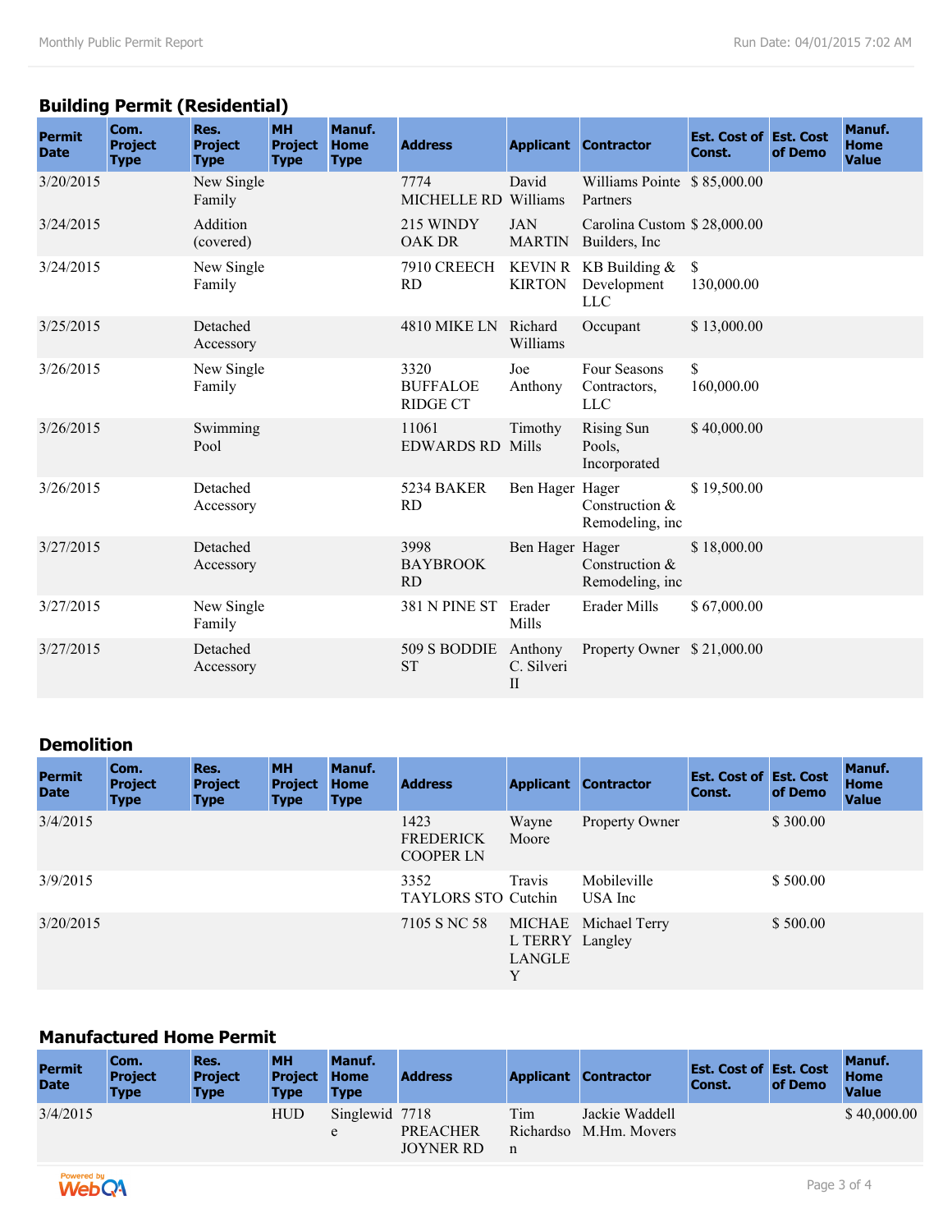## Building Permit (Residential)

| Permit Date | Com. Project Type | Res. Project Type | MH Project Type | Manuf. Home Type | Address | Applicant | Contractor | Est. Cost of Const. | Est. Cost of Demo | Manuf. Home Value |
|---|---|---|---|---|---|---|---|---|---|---|
| 3/20/2015 | | New Single Family | | | 7774 MICHELLE RD | David Williams | Williams Pointe Partners | $ 85,000.00 | | |
| 3/24/2015 | | Addition (covered) | | | 215 WINDY OAK DR | JAN MARTIN | Carolina Custom Builders, Inc | $ 28,000.00 | | |
| 3/24/2015 | | New Single Family | | | 7910 CREECH RD | KEVIN R KIRTON | KB Building & Development LLC | $ 130,000.00 | | |
| 3/25/2015 | | Detached Accessory | | | 4810 MIKE LN | Richard Williams | Occupant | $ 13,000.00 | | |
| 3/26/2015 | | New Single Family | | | 3320 BUFFALOE RIDGE CT | Joe Anthony | Four Seasons Contractors, LLC | $ 160,000.00 | | |
| 3/26/2015 | | Swimming Pool | | | 11061 EDWARDS RD | Timothy Mills | Rising Sun Pools, Incorporated | $ 40,000.00 | | |
| 3/26/2015 | | Detached Accessory | | | 5234 BAKER RD | Ben Hager | Hager Construction & Remodeling, inc | $ 19,500.00 | | |
| 3/27/2015 | | Detached Accessory | | | 3998 BAYBROOK RD | Ben Hager | Hager Construction & Remodeling, inc | $ 18,000.00 | | |
| 3/27/2015 | | New Single Family | | | 381 N PINE ST | Erader Mills | Erader Mills | $ 67,000.00 | | |
| 3/27/2015 | | Detached Accessory | | | 509 S BODDIE ST | Anthony C. Silveri II | Property Owner | $ 21,000.00 | | |

## Demolition

| Permit Date | Com. Project Type | Res. Project Type | MH Project Type | Manuf. Home Type | Address | Applicant | Contractor | Est. Cost of Const. | Est. Cost of Demo | Manuf. Home Value |
|---|---|---|---|---|---|---|---|---|---|---|
| 3/4/2015 | | | | | 1423 FREDERICK COOPER LN | Wayne Moore | Property Owner | | $ 300.00 | |
| 3/9/2015 | | | | | 3352 TAYLORS STO | Travis Cutchin | Mobileville USA Inc | | $ 500.00 | |
| 3/20/2015 | | | | | 7105 S NC 58 | MICHAEL TERRY LANGLEY | Michael Terry Langley | | $ 500.00 | |

## Manufactured Home Permit

| Permit Date | Com. Project Type | Res. Project Type | MH Project Type | Manuf. Home Type | Address | Applicant | Contractor | Est. Cost of Const. | Est. Cost of Demo | Manuf. Home Value |
|---|---|---|---|---|---|---|---|---|---|---|
| 3/4/2015 | | | HUD | Singlewide | 7718 PREACHER JOYNER RD | Tim Richardson | Jackie Waddell M.Hm. Movers | | | $ 40,000.00 |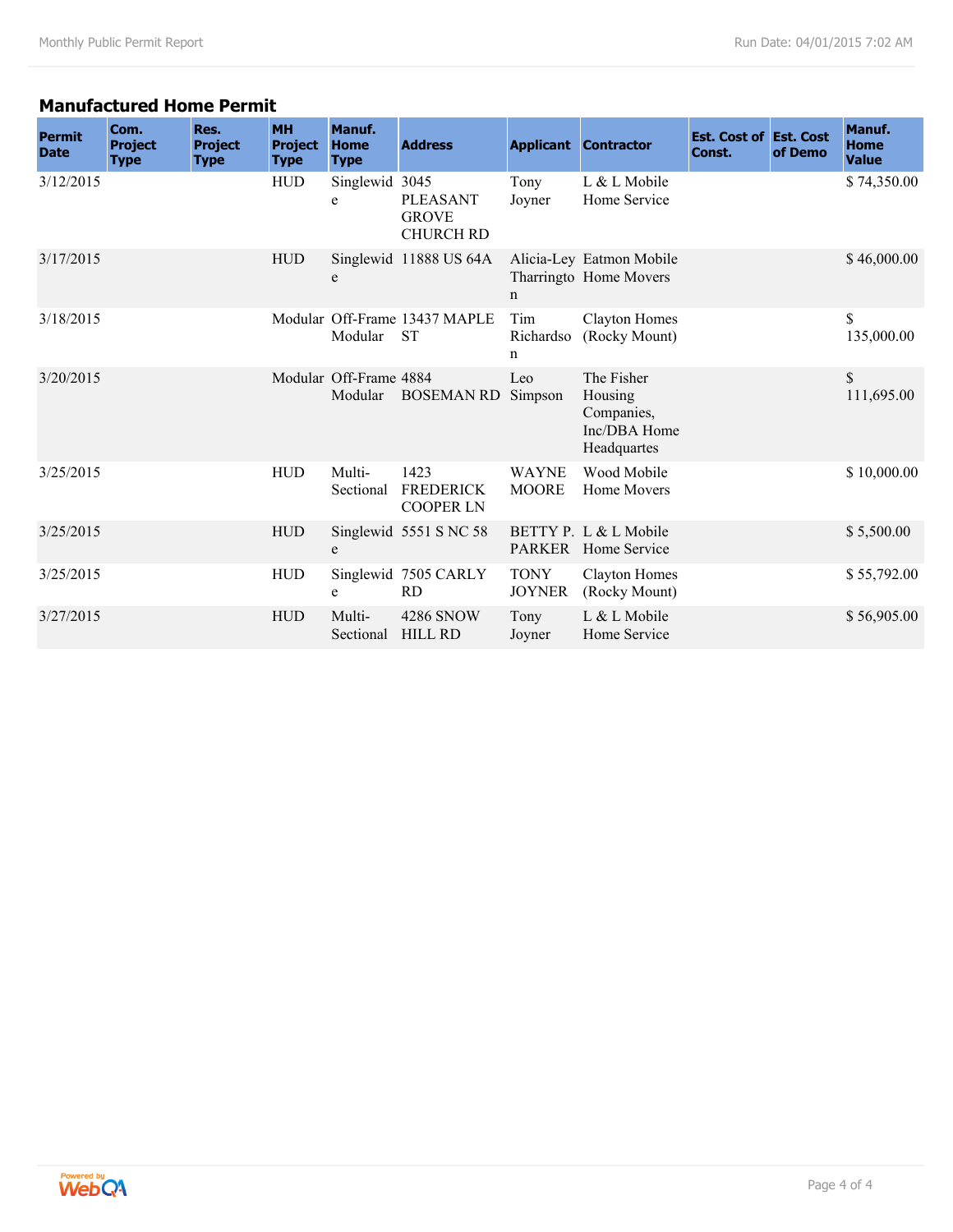## Manufactured Home Permit

| Permit Date | Com. Project Type | Res. Project Type | MH Project Type | Manuf. Home Type | Address | Applicant | Contractor | Est. Cost of Const. | Est. Cost of Demo | Manuf. Home Value |
|---|---|---|---|---|---|---|---|---|---|---|
| 3/12/2015 | | | HUD | Singlewide | 3045 PLEASANT GROVE CHURCH RD | Tony Joyner | L & L Mobile Home Service | | | $ 74,350.00 |
| 3/17/2015 | | | HUD | Singlewide | 11888 US 64A | Alicia-Ley Tharrington | Eatmon Mobile Home Movers | | | $ 46,000.00 |
| 3/18/2015 | | | Modular | Off-Frame Modular | 13437 MAPLE ST | Tim Richardson | Clayton Homes (Rocky Mount) | | | $ 135,000.00 |
| 3/20/2015 | | | Modular | Off-Frame Modular | 4884 BOSEMAN RD | Leo Simpson | The Fisher Housing Companies, Inc/DBA Home Headquartes | | | $ 111,695.00 |
| 3/25/2015 | | | HUD | Multi-Sectional | 1423 FREDERICK COOPER LN | WAYNE MOORE | Wood Mobile Home Movers | | | $ 10,000.00 |
| 3/25/2015 | | | HUD | Singlewide | 5551 S NC 58 | BETTY P. PARKER | L & L Mobile Home Service | | | $ 5,500.00 |
| 3/25/2015 | | | HUD | Singlewide | 7505 CARLY RD | TONY JOYNER | Clayton Homes (Rocky Mount) | | | $ 55,792.00 |
| 3/27/2015 | | | HUD | Multi-Sectional | 4286 SNOW HILL RD | Tony Joyner | L & L Mobile Home Service | | | $ 56,905.00 |